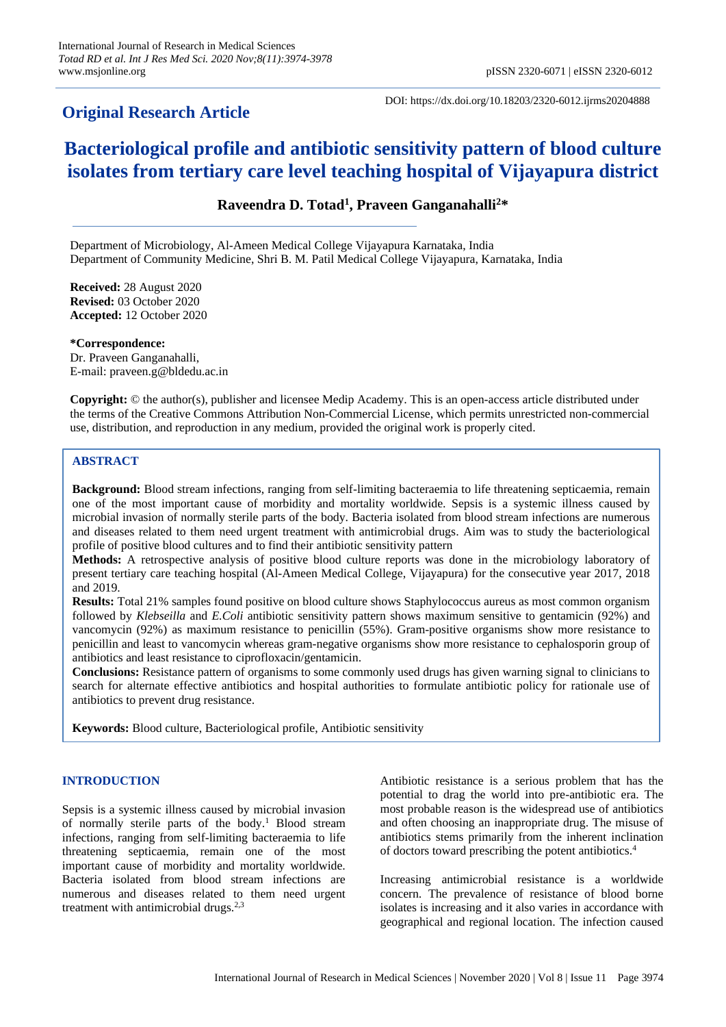## Original Research Article

DOI: https://dx.doi.org/10.18203/2320-6012.ijrms20204888

# Bacteriological profile and antibiotic sensitivity pattern of blood culture isolates from tertiary care level teaching hospital of Vijayapura district

**Raveendra D. Totad[1], Praveen Ganganahalli[2]***

Department of Microbiology, Al-Ameen Medical College Vijayapura Karnataka, India
Department of Community Medicine, Shri B. M. Patil Medical College Vijayapura, Karnataka, India

**Received:** 28 August 2020
**Revised:** 03 October 2020
**Accepted:** 12 October 2020

***Correspondence:**
Dr. Praveen Ganganahalli,
E-mail: praveen.g@bldedu.ac.in

**Copyright:** © the author(s), publisher and licensee Medip Academy. This is an open-access article distributed under the terms of the Creative Commons Attribution Non-Commercial License, which permits unrestricted non-commercial use, distribution, and reproduction in any medium, provided the original work is properly cited.

## ABSTRACT

**Background:** Blood stream infections, ranging from self-limiting bacteraemia to life threatening septicaemia, remain one of the most important cause of morbidity and mortality worldwide. Sepsis is a systemic illness caused by microbial invasion of normally sterile parts of the body. Bacteria isolated from blood stream infections are numerous and diseases related to them need urgent treatment with antimicrobial drugs. Aim was to study the bacteriological profile of positive blood cultures and to find their antibiotic sensitivity pattern

**Methods:** A retrospective analysis of positive blood culture reports was done in the microbiology laboratory of present tertiary care teaching hospital (Al-Ameen Medical College, Vijayapura) for the consecutive year 2017, 2018 and 2019.

**Results:** Total 21% samples found positive on blood culture shows Staphylococcus aureus as most common organism followed by *Klebseilla* and *E.Coli* antibiotic sensitivity pattern shows maximum sensitive to gentamicin (92%) and vancomycin (92%) as maximum resistance to penicillin (55%). Gram-positive organisms show more resistance to penicillin and least to vancomycin whereas gram-negative organisms show more resistance to cephalosporin group of antibiotics and least resistance to ciprofloxacin/gentamicin.

**Conclusions:** Resistance pattern of organisms to some commonly used drugs has given warning signal to clinicians to search for alternate effective antibiotics and hospital authorities to formulate antibiotic policy for rationale use of antibiotics to prevent drug resistance.

**Keywords:** Blood culture, Bacteriological profile, Antibiotic sensitivity

## INTRODUCTION

Sepsis is a systemic illness caused by microbial invasion of normally sterile parts of the body.[1] Blood stream infections, ranging from self-limiting bacteraemia to life threatening septicaemia, remain one of the most important cause of morbidity and mortality worldwide. Bacteria isolated from blood stream infections are numerous and diseases related to them need urgent treatment with antimicrobial drugs.[2,3]

Antibiotic resistance is a serious problem that has the potential to drag the world into pre-antibiotic era. The most probable reason is the widespread use of antibiotics and often choosing an inappropriate drug. The misuse of antibiotics stems primarily from the inherent inclination of doctors toward prescribing the potent antibiotics.[4]

Increasing antimicrobial resistance is a worldwide concern. The prevalence of resistance of blood borne isolates is increasing and it also varies in accordance with geographical and regional location. The infection caused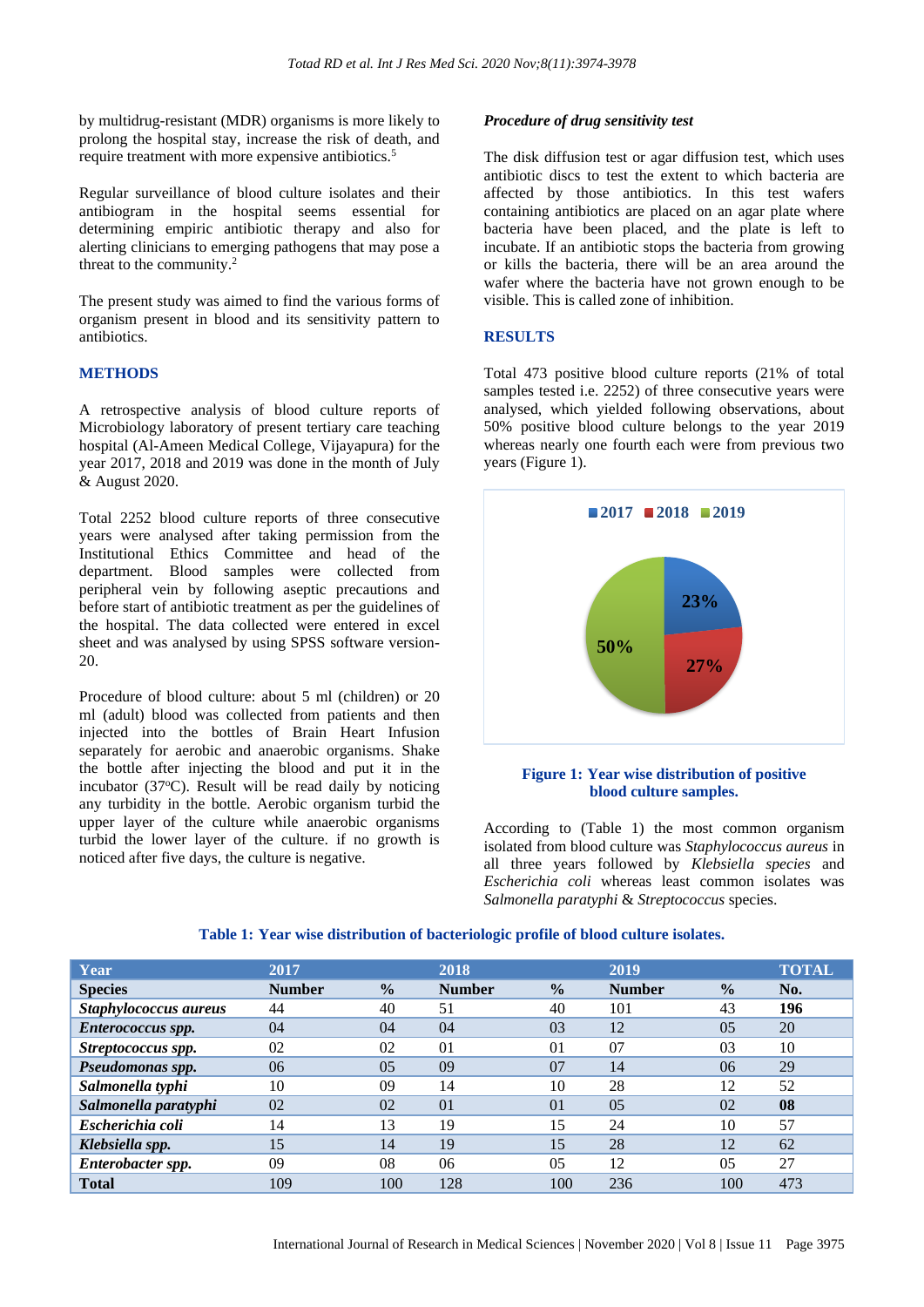by multidrug-resistant (MDR) organisms is more likely to prolong the hospital stay, increase the risk of death, and require treatment with more expensive antibiotics.[5]

Regular surveillance of blood culture isolates and their antibiogram in the hospital seems essential for determining empiric antibiotic therapy and also for alerting clinicians to emerging pathogens that may pose a threat to the community.[2]

The present study was aimed to find the various forms of organism present in blood and its sensitivity pattern to antibiotics.

## METHODS

A retrospective analysis of blood culture reports of Microbiology laboratory of present tertiary care teaching hospital (Al-Ameen Medical College, Vijayapura) for the year 2017, 2018 and 2019 was done in the month of July & August 2020.

Total 2252 blood culture reports of three consecutive years were analysed after taking permission from the Institutional Ethics Committee and head of the department. Blood samples were collected from peripheral vein by following aseptic precautions and before start of antibiotic treatment as per the guidelines of the hospital. The data collected were entered in excel sheet and was analysed by using SPSS software version-20.

Procedure of blood culture: about 5 ml (children) or 20 ml (adult) blood was collected from patients and then injected into the bottles of Brain Heart Infusion separately for aerobic and anaerobic organisms. Shake the bottle after injecting the blood and put it in the incubator (37$^{o}$C). Result will be read daily by noticing any turbidity in the bottle. Aerobic organism turbid the upper layer of the culture while anaerobic organisms turbid the lower layer of the culture. if no growth is noticed after five days, the culture is negative.

### *Procedure of drug sensitivity test*

The disk diffusion test or agar diffusion test, which uses antibiotic discs to test the extent to which bacteria are affected by those antibiotics. In this test wafers containing antibiotics are placed on an agar plate where bacteria have been placed, and the plate is left to incubate. If an antibiotic stops the bacteria from growing or kills the bacteria, there will be an area around the wafer where the bacteria have not grown enough to be visible. This is called zone of inhibition.

## RESULTS

Total 473 positive blood culture reports (21% of total samples tested i.e. 2252) of three consecutive years were analysed, which yielded following observations, about 50% positive blood culture belongs to the year 2019 whereas nearly one fourth each were from previous two years (Figure 1).

**Figure 1: Year wise distribution of positive blood culture samples.**

According to (Table 1) the most common organism isolated from blood culture was *Staphylococcus aureus* in all three years followed by *Klebsiella species* and *Escherichia coli* whereas least common isolates was *Salmonella paratyphi* & *Streptococcus* species.

**Table 1: Year wise distribution of bacteriologic profile of blood culture isolates.**

| Year | 2017 | | 2018 | | 2019 | | TOTAL |
|---|---|---|---|---|---|---|---|
| Species | Number | % | Number | % | Number | % | No. |
| ***Staphylococcus aureus*** | 44 | 40 | 51 | 40 | 101 | 43 | **196** |
| ***Enterococcus spp.*** | 04 | 04 | 04 | 03 | 12 | 05 | 20 |
| ***Streptococcus spp.*** | 02 | 02 | 01 | 01 | 07 | 03 | 10 |
| ***Pseudomonas spp.*** | 06 | 05 | 09 | 07 | 14 | 06 | 29 |
| ***Salmonella typhi*** | 10 | 09 | 14 | 10 | 28 | 12 | 52 |
| ***Salmonella paratyphi*** | 02 | 02 | 01 | 01 | 05 | 02 | **08** |
| ***Escherichia coli*** | 14 | 13 | 19 | 15 | 24 | 10 | 57 |
| ***Klebsiella spp.*** | 15 | 14 | 19 | 15 | 28 | 12 | 62 |
| ***Enterobacter spp.*** | 09 | 08 | 06 | 05 | 12 | 05 | 27 |
| **Total** | 109 | 100 | 128 | 100 | 236 | 100 | 473 |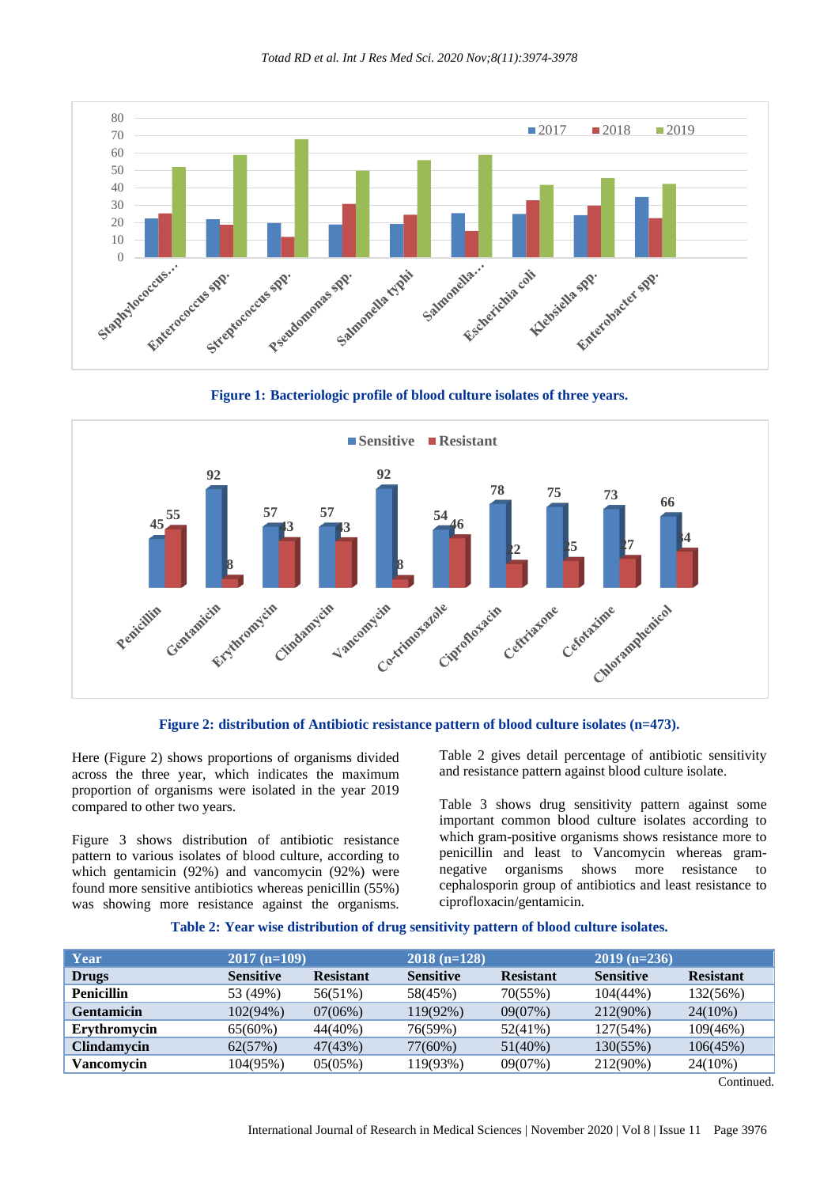Figure 1: Bacteriologic profile of blood culture isolates of three years.

Figure 2: distribution of Antibiotic resistance pattern of blood culture isolates (n=473).

Here (Figure 2) shows proportions of organisms divided across the three year, which indicates the maximum proportion of organisms were isolated in the year 2019 compared to other two years.

Figure 3 shows distribution of antibiotic resistance pattern to various isolates of blood culture, according to which gentamicin (92%) and vancomycin (92%) were found more sensitive antibiotics whereas penicillin (55%) was showing more resistance against the organisms.

Table 2 gives detail percentage of antibiotic sensitivity and resistance pattern against blood culture isolate.

Table 3 shows drug sensitivity pattern against some important common blood culture isolates according to which gram-positive organisms shows resistance more to penicillin and least to Vancomycin whereas gram-negative organisms shows more resistance to cephalosporin group of antibiotics and least resistance to ciprofloxacin/gentamicin.

**Table 2: Year wise distribution of drug sensitivity pattern of blood culture isolates.**

| Year | 2017 (n=109) | | 2018 (n=128) | | 2019 (n=236) | |
|---|---|---|---|---|---|---|
| **Drugs** | **Sensitive** | **Resistant** | **Sensitive** | **Resistant** | **Sensitive** | **Resistant** |
| **Penicillin** | 53 (49%) | 56(51%) | 58(45%) | 70(55%) | 104(44%) | 132(56%) |
| **Gentamicin** | 102(94%) | 07(06%) | 119(92%) | 09(07%) | 212(90%) | 24(10%) |
| **Erythromycin** | 65(60%) | 44(40%) | 76(59%) | 52(41%) | 127(54%) | 109(46%) |
| **Clindamycin** | 62(57%) | 47(43%) | 77(60%) | 51(40%) | 130(55%) | 106(45%) |
| **Vancomycin** | 104(95%) | 05(05%) | 119(93%) | 09(07%) | 212(90%) | 24(10%) |

Continued.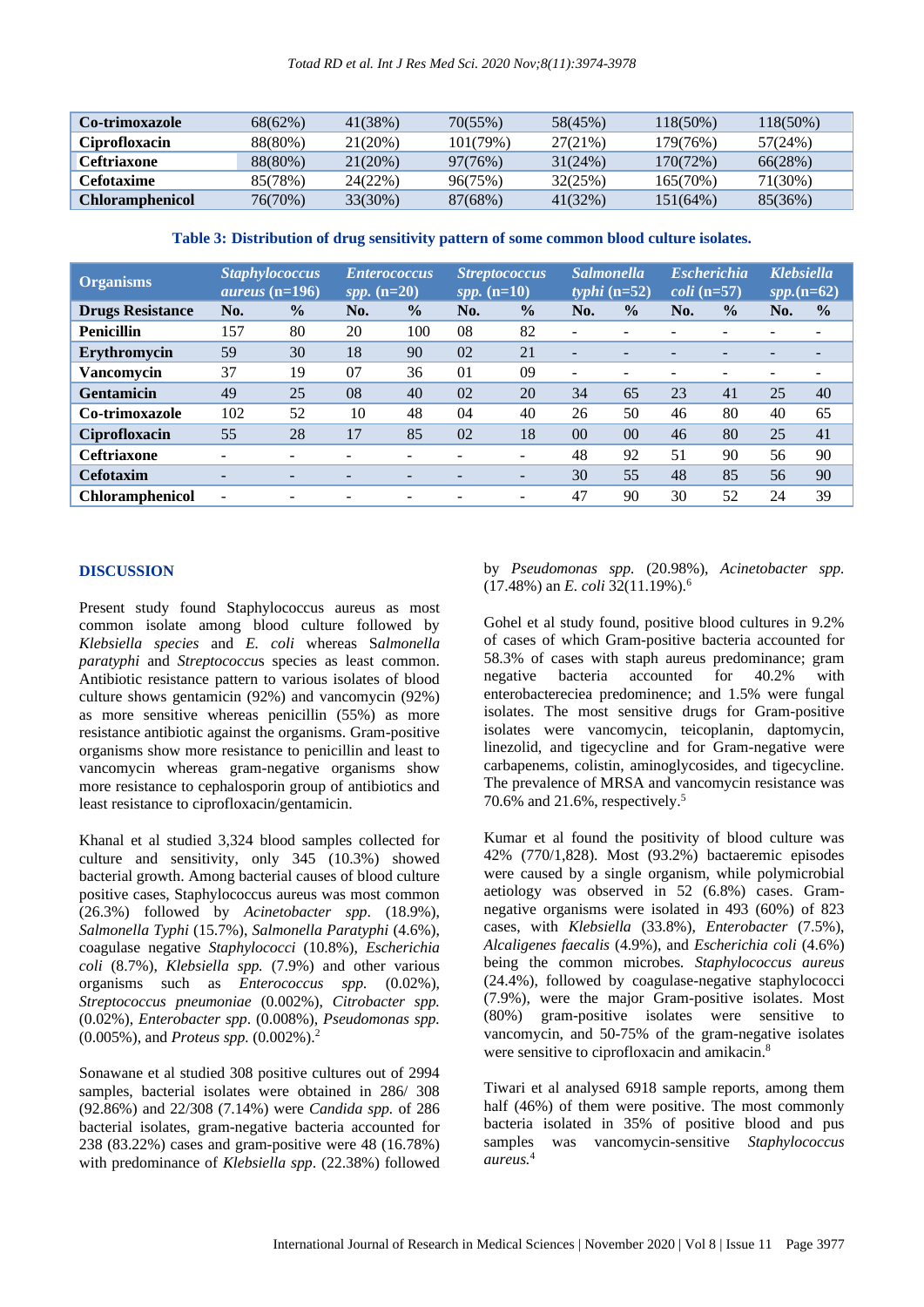| Co-trimoxazole | 68(62%) | 41(38%) | 70(55%) | 58(45%) | 118(50%) | 118(50%) |
|---|---|---|---|---|---|---|
| Ciprofloxacin | 88(80%) | 21(20%) | 101(79%) | 27(21%) | 179(76%) | 57(24%) |
| Ceftriaxone | 88(80%) | 21(20%) | 97(76%) | 31(24%) | 170(72%) | 66(28%) |
| Cefotaxime | 85(78%) | 24(22%) | 96(75%) | 32(25%) | 165(70%) | 71(30%) |
| Chloramphenicol | 76(70%) | 33(30%) | 87(68%) | 41(32%) | 151(64%) | 85(36%) |

**Table 3: Distribution of drug sensitivity pattern of some common blood culture isolates.**

| Organisms | *Staphylococcus aureus* (n=196) | | *Enterococcus spp.* (n=20) | | *Streptococcus spp.* (n=10) | | *Salmonella typhi* (n=52) | | *Escherichia coli* (n=57) | | *Klebsiella spp.*(n=62) | |
|---|---|---|---|---|---|---|---|---|---|---|---|---|
| **Drugs Resistance** | **No.** | **%** | **No.** | **%** | **No.** | **%** | **No.** | **%** | **No.** | **%** | **No.** | **%** |
| **Penicillin** | 157 | 80 | 20 | 100 | 08 | 82 | - | - | - | - | - | - |
| **Erythromycin** | 59 | 30 | 18 | 90 | 02 | 21 | - | - | - | - | - | - |
| **Vancomycin** | 37 | 19 | 07 | 36 | 01 | 09 | - | - | - | - | - | - |
| **Gentamicin** | 49 | 25 | 08 | 40 | 02 | 20 | 34 | 65 | 23 | 41 | 25 | 40 |
| **Co-trimoxazole** | 102 | 52 | 10 | 48 | 04 | 40 | 26 | 50 | 46 | 80 | 40 | 65 |
| **Ciprofloxacin** | 55 | 28 | 17 | 85 | 02 | 18 | 00 | 00 | 46 | 80 | 25 | 41 |
| **Ceftriaxone** | - | - | - | - | - | - | 48 | 92 | 51 | 90 | 56 | 90 |
| **Cefotaxim** | - | - | - | - | - | - | 30 | 55 | 48 | 85 | 56 | 90 |
| **Chloramphenicol** | - | - | - | - | - | - | 47 | 90 | 30 | 52 | 24 | 39 |

## DISCUSSION

Present study found Staphylococcus aureus as most common isolate among blood culture followed by *Klebsiella species* and *E. coli* whereas S*almonella paratyphi* and *Streptococcu*s species as least common. Antibiotic resistance pattern to various isolates of blood culture shows gentamicin (92%) and vancomycin (92%) as more sensitive whereas penicillin (55%) as more resistance antibiotic against the organisms. Gram-positive organisms show more resistance to penicillin and least to vancomycin whereas gram-negative organisms show more resistance to cephalosporin group of antibiotics and least resistance to ciprofloxacin/gentamicin.

Khanal et al studied 3,324 blood samples collected for culture and sensitivity, only 345 (10.3%) showed bacterial growth. Among bacterial causes of blood culture positive cases, Staphylococcus aureus was most common (26.3%) followed by *Acinetobacter spp*. (18.9%), *Salmonella Typhi* (15.7%), *Salmonella Paratyphi* (4.6%), coagulase negative *Staphylococci* (10.8%), *Escherichia coli* (8.7%), *Klebsiella spp.* (7.9%) and other various organisms such as *Enterococcus spp.* (0.02%), *Streptococcus pneumoniae* (0.002%), *Citrobacter spp.* (0.02%), *Enterobacter spp*. (0.008%), *Pseudomonas spp.* (0.005%), and *Proteus spp.* (0.002%).[2]

Sonawane et al studied 308 positive cultures out of 2994 samples, bacterial isolates were obtained in 286/ 308 (92.86%) and 22/308 (7.14%) were *Candida spp.* of 286 bacterial isolates, gram-negative bacteria accounted for 238 (83.22%) cases and gram-positive were 48 (16.78%) with predominance of *Klebsiella spp*. (22.38%) followed by *Pseudomonas spp.* (20.98%), *Acinetobacter spp.* (17.48%) an *E. coli* 32(11.19%).[6]

Gohel et al study found, positive blood cultures in 9.2% of cases of which Gram-positive bacteria accounted for 58.3% of cases with staph aureus predominance; gram negative bacteria accounted for 40.2% with enterobacterecie a predominence; and 1.5% were fungal isolates. The most sensitive drugs for Gram-positive isolates were vancomycin, teicoplanin, daptomycin, linezolid, and tigecycline and for Gram-negative were carbapenems, colistin, aminoglycosides, and tigecycline. The prevalence of MRSA and vancomycin resistance was 70.6% and 21.6%, respectively.[5]

Kumar et al found the positivity of blood culture was 42% (770/1,828). Most (93.2%) bactaeremic episodes were caused by a single organism, while polymicrobial aetiology was observed in 52 (6.8%) cases. Gram-negative organisms were isolated in 493 (60%) of 823 cases, with *Klebsiella* (33.8%), *Enterobacter* (7.5%), *Alcaligenes faecalis* (4.9%), and *Escherichia coli* (4.6%) being the common microbes. *Staphylococcus aureus* (24.4%), followed by coagulase-negative staphylococci (7.9%), were the major Gram-positive isolates. Most (80%) gram-positive isolates were sensitive to vancomycin, and 50-75% of the gram-negative isolates were sensitive to ciprofloxacin and amikacin.[8]

Tiwari et al analysed 6918 sample reports, among them half (46%) of them were positive. The most commonly bacteria isolated in 35% of positive blood and pus samples was vancomycin-sensitive *Staphylococcus aureus.*[4]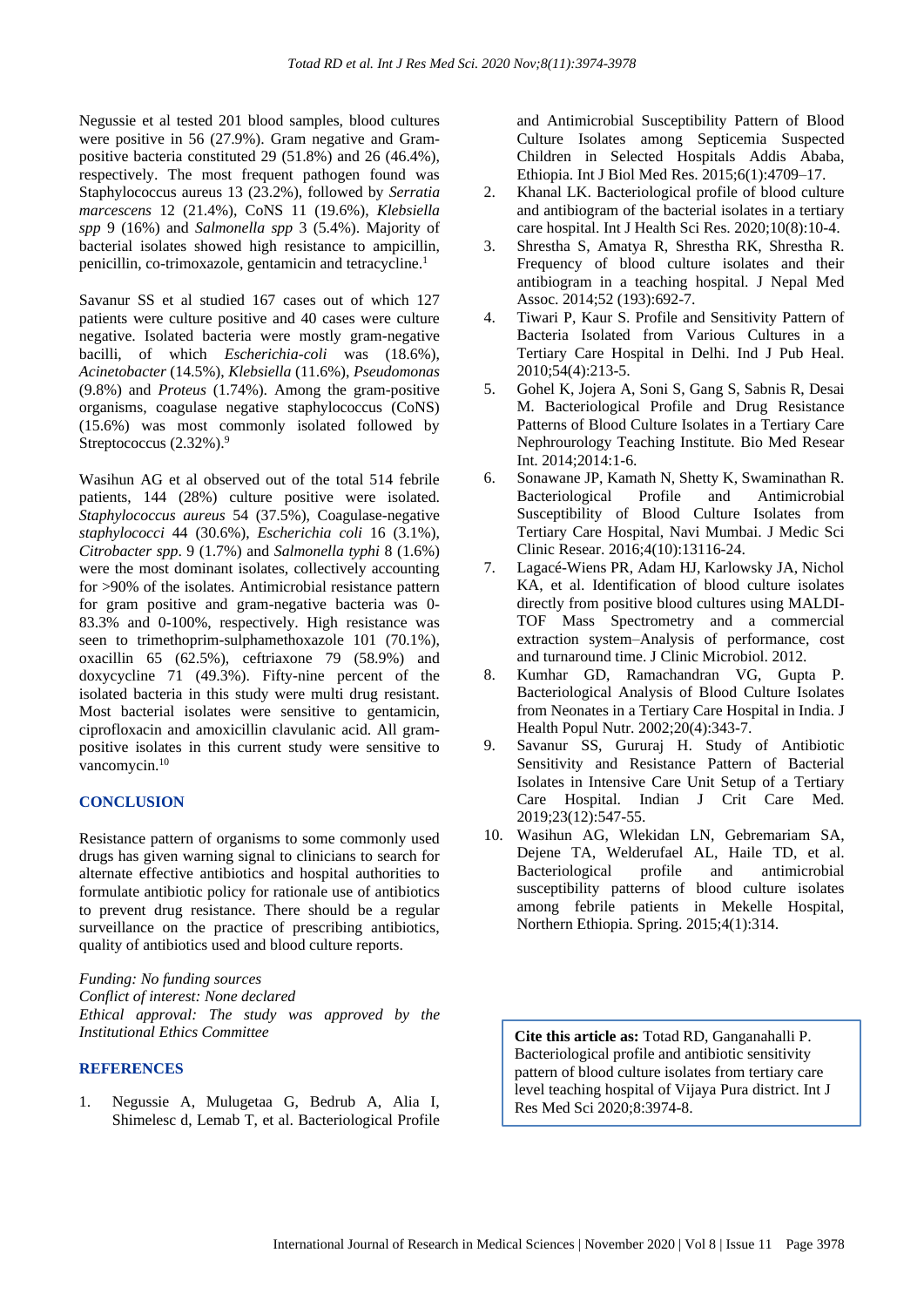Negussie et al tested 201 blood samples, blood cultures were positive in 56 (27.9%). Gram negative and Gram-positive bacteria constituted 29 (51.8%) and 26 (46.4%), respectively. The most frequent pathogen found was Staphylococcus aureus 13 (23.2%), followed by *Serratia marcescens* 12 (21.4%), CoNS 11 (19.6%), *Klebsiella spp* 9 (16%) and *Salmonella spp* 3 (5.4%). Majority of bacterial isolates showed high resistance to ampicillin, penicillin, co-trimoxazole, gentamicin and tetracycline.[1]

Savanur SS et al studied 167 cases out of which 127 patients were culture positive and 40 cases were culture negative. Isolated bacteria were mostly gram-negative bacilli, of which *Escherichia-coli* was (18.6%), *Acinetobacter* (14.5%), *Klebsiella* (11.6%), *Pseudomonas* (9.8%) and *Proteus* (1.74%). Among the gram-positive organisms, coagulase negative staphylococcus (CoNS) (15.6%) was most commonly isolated followed by Streptococcus (2.32%).[9]

Wasihun AG et al observed out of the total 514 febrile patients, 144 (28%) culture positive were isolated. *Staphylococcus aureus* 54 (37.5%), Coagulase-negative *staphylococci* 44 (30.6%), *Escherichia coli* 16 (3.1%), *Citrobacter spp*. 9 (1.7%) and *Salmonella typhi* 8 (1.6%) were the most dominant isolates, collectively accounting for >90% of the isolates. Antimicrobial resistance pattern for gram positive and gram-negative bacteria was 0-83.3% and 0-100%, respectively. High resistance was seen to trimethoprim-sulphamethoxazole 101 (70.1%), oxacillin 65 (62.5%), ceftriaxone 79 (58.9%) and doxycycline 71 (49.3%). Fifty-nine percent of the isolated bacteria in this study were multi drug resistant. Most bacterial isolates were sensitive to gentamicin, ciprofloxacin and amoxicillin clavulanic acid. All gram-positive isolates in this current study were sensitive to vancomycin.[10]

## CONCLUSION

Resistance pattern of organisms to some commonly used drugs has given warning signal to clinicians to search for alternate effective antibiotics and hospital authorities to formulate antibiotic policy for rationale use of antibiotics to prevent drug resistance. There should be a regular surveillance on the practice of prescribing antibiotics, quality of antibiotics used and blood culture reports.

*Funding: No funding sources*
*Conflict of interest: None declared*
*Ethical approval: The study was approved by the Institutional Ethics Committee*

## REFERENCES

1. Negussie A, Mulugetaa G, Bedrub A, Alia I, Shimelesc d, Lemab T, et al. Bacteriological Profile and Antimicrobial Susceptibility Pattern of Blood Culture Isolates among Septicemia Suspected Children in Selected Hospitals Addis Ababa, Ethiopia. Int J Biol Med Res. 2015;6(1):4709–17.
2. Khanal LK. Bacteriological profile of blood culture and antibiogram of the bacterial isolates in a tertiary care hospital. Int J Health Sci Res. 2020;10(8):10-4.
3. Shrestha S, Amatya R, Shrestha RK, Shrestha R. Frequency of blood culture isolates and their antibiogram in a teaching hospital. J Nepal Med Assoc. 2014;52 (193):692-7.
4. Tiwari P, Kaur S. Profile and Sensitivity Pattern of Bacteria Isolated from Various Cultures in a Tertiary Care Hospital in Delhi. Ind J Pub Heal. 2010;54(4):213-5.
5. Gohel K, Jojera A, Soni S, Gang S, Sabnis R, Desai M. Bacteriological Profile and Drug Resistance Patterns of Blood Culture Isolates in a Tertiary Care Nephrourology Teaching Institute. Bio Med Resear Int. 2014;2014:1-6.
6. Sonawane JP, Kamath N, Shetty K, Swaminathan R. Bacteriological Profile and Antimicrobial Susceptibility of Blood Culture Isolates from Tertiary Care Hospital, Navi Mumbai. J Medic Sci Clinic Resear. 2016;4(10):13116-24.
7. Lagacé-Wiens PR, Adam HJ, Karlowsky JA, Nichol KA, et al. Identification of blood culture isolates directly from positive blood cultures using MALDI-TOF Mass Spectrometry and a commercial extraction system–Analysis of performance, cost and turnaround time. J Clinic Microbiol. 2012.
8. Kumhar GD, Ramachandran VG, Gupta P. Bacteriological Analysis of Blood Culture Isolates from Neonates in a Tertiary Care Hospital in India. J Health Popul Nutr. 2002;20(4):343-7.
9. Savanur SS, Gururaj H. Study of Antibiotic Sensitivity and Resistance Pattern of Bacterial Isolates in Intensive Care Unit Setup of a Tertiary Care Hospital. Indian J Crit Care Med. 2019;23(12):547-55.
10. Wasihun AG, Wlekidan LN, Gebremariam SA, Dejene TA, Welderufael AL, Haile TD, et al. Bacteriological profile and antimicrobial susceptibility patterns of blood culture isolates among febrile patients in Mekelle Hospital, Northern Ethiopia. Spring. 2015;4(1):314.

**Cite this article as:** Totad RD, Ganganahalli P. Bacteriological profile and antibiotic sensitivity pattern of blood culture isolates from tertiary care level teaching hospital of Vijaya Pura district. Int J Res Med Sci 2020;8:3974-8.